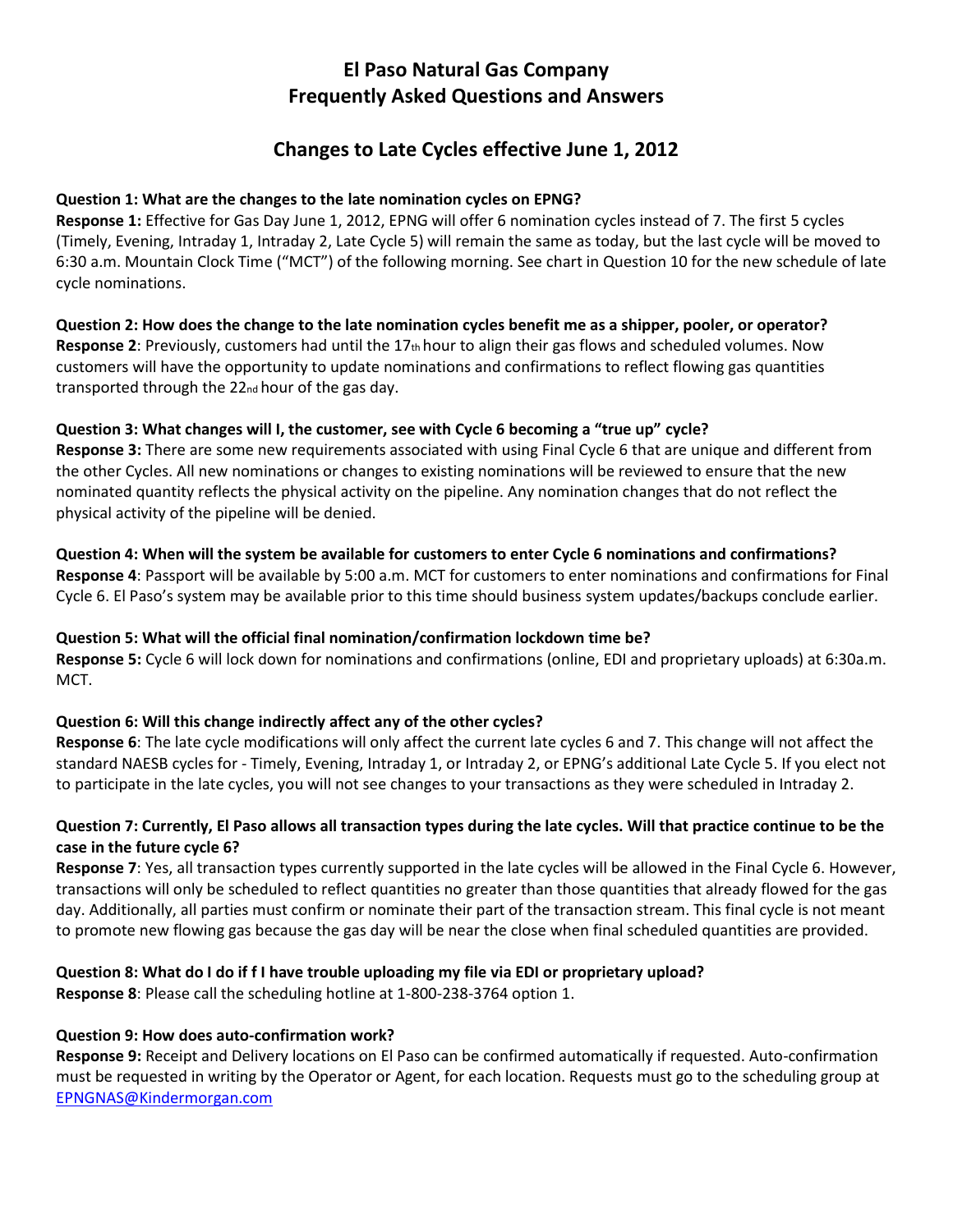# El Paso Natural Gas Company
# Frequently Asked Questions and Answers

## Changes to Late Cycles effective June 1, 2012

**Question 1: What are the changes to the late nomination cycles on EPNG?**
**Response 1:** Effective for Gas Day June 1, 2012, EPNG will offer 6 nomination cycles instead of 7. The first 5 cycles (Timely, Evening, Intraday 1, Intraday 2, Late Cycle 5) will remain the same as today, but the last cycle will be moved to 6:30 a.m. Mountain Clock Time ("MCT") of the following morning. See chart in Question 10 for the new schedule of late cycle nominations.

**Question 2: How does the change to the late nomination cycles benefit me as a shipper, pooler, or operator?**
**Response 2**: Previously, customers had until the 17th hour to align their gas flows and scheduled volumes. Now customers will have the opportunity to update nominations and confirmations to reflect flowing gas quantities transported through the 22nd hour of the gas day.

**Question 3: What changes will I, the customer, see with Cycle 6 becoming a "true up" cycle?**
**Response 3:** There are some new requirements associated with using Final Cycle 6 that are unique and different from the other Cycles. All new nominations or changes to existing nominations will be reviewed to ensure that the new nominated quantity reflects the physical activity on the pipeline. Any nomination changes that do not reflect the physical activity of the pipeline will be denied.

**Question 4: When will the system be available for customers to enter Cycle 6 nominations and confirmations?**
**Response 4**: Passport will be available by 5:00 a.m. MCT for customers to enter nominations and confirmations for Final Cycle 6. El Paso's system may be available prior to this time should business system updates/backups conclude earlier.

**Question 5: What will the official final nomination/confirmation lockdown time be?**
**Response 5:** Cycle 6 will lock down for nominations and confirmations (online, EDI and proprietary uploads) at 6:30a.m. MCT.

**Question 6: Will this change indirectly affect any of the other cycles?**
**Response 6**: The late cycle modifications will only affect the current late cycles 6 and 7. This change will not affect the standard NAESB cycles for - Timely, Evening, Intraday 1, or Intraday 2, or EPNG's additional Late Cycle 5. If you elect not to participate in the late cycles, you will not see changes to your transactions as they were scheduled in Intraday 2.

**Question 7: Currently, El Paso allows all transaction types during the late cycles. Will that practice continue to be the case in the future cycle 6?**
**Response 7**: Yes, all transaction types currently supported in the late cycles will be allowed in the Final Cycle 6. However, transactions will only be scheduled to reflect quantities no greater than those quantities that already flowed for the gas day. Additionally, all parties must confirm or nominate their part of the transaction stream. This final cycle is not meant to promote new flowing gas because the gas day will be near the close when final scheduled quantities are provided.

**Question 8: What do I do if f I have trouble uploading my file via EDI or proprietary upload?**
**Response 8**: Please call the scheduling hotline at 1-800-238-3764 option 1.

**Question 9: How does auto-confirmation work?**
**Response 9:** Receipt and Delivery locations on El Paso can be confirmed automatically if requested. Auto-confirmation must be requested in writing by the Operator or Agent, for each location. Requests must go to the scheduling group at EPNGNAS@Kindermorgan.com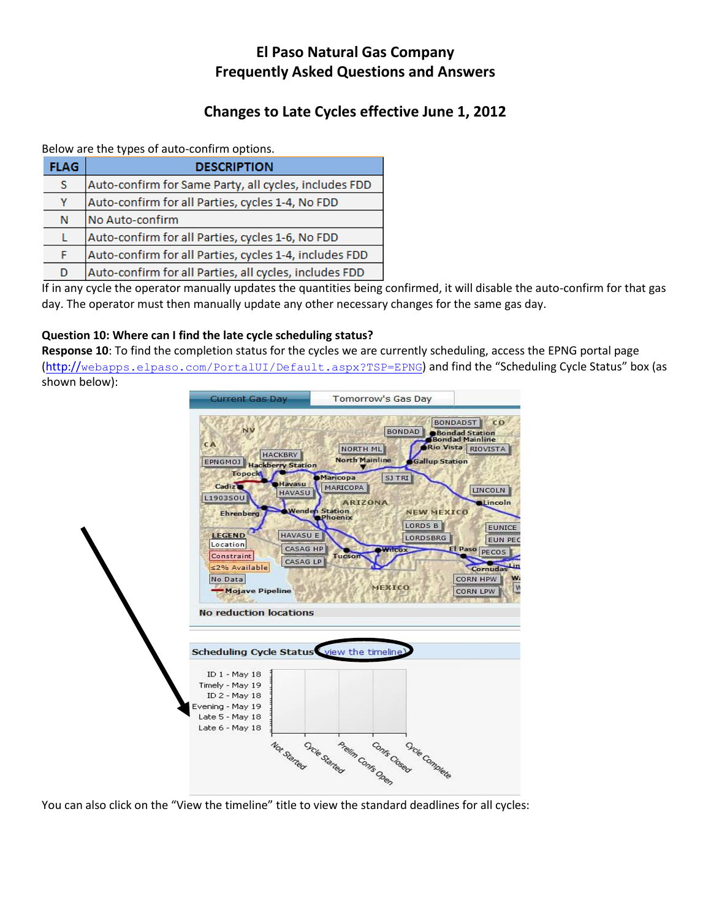# El Paso Natural Gas Company
# Frequently Asked Questions and Answers

## Changes to Late Cycles effective June 1, 2012

Below are the types of auto-confirm options.

| FLAG | DESCRIPTION |
|---|---|
| S | Auto-confirm for Same Party, all cycles, includes FDD |
| Y | Auto-confirm for all Parties, cycles 1-4, No FDD |
| N | No Auto-confirm |
| L | Auto-confirm for all Parties, cycles 1-6, No FDD |
| F | Auto-confirm for all Parties, cycles 1-4, includes FDD |
| D | Auto-confirm for all Parties, all cycles, includes FDD |

If in any cycle the operator manually updates the quantities being confirmed, it will disable the auto-confirm for that gas day. The operator must then manually update any other necessary changes for the same gas day.

**Question 10: Where can I find the late cycle scheduling status?**

**Response 10**: To find the completion status for the cycles we are currently scheduling, access the EPNG portal page (http://webapps.elpaso.com/PortalUI/Default.aspx?TSP=EPNG) and find the "Scheduling Cycle Status" box (as shown below):

You can also click on the "View the timeline" title to view the standard deadlines for all cycles: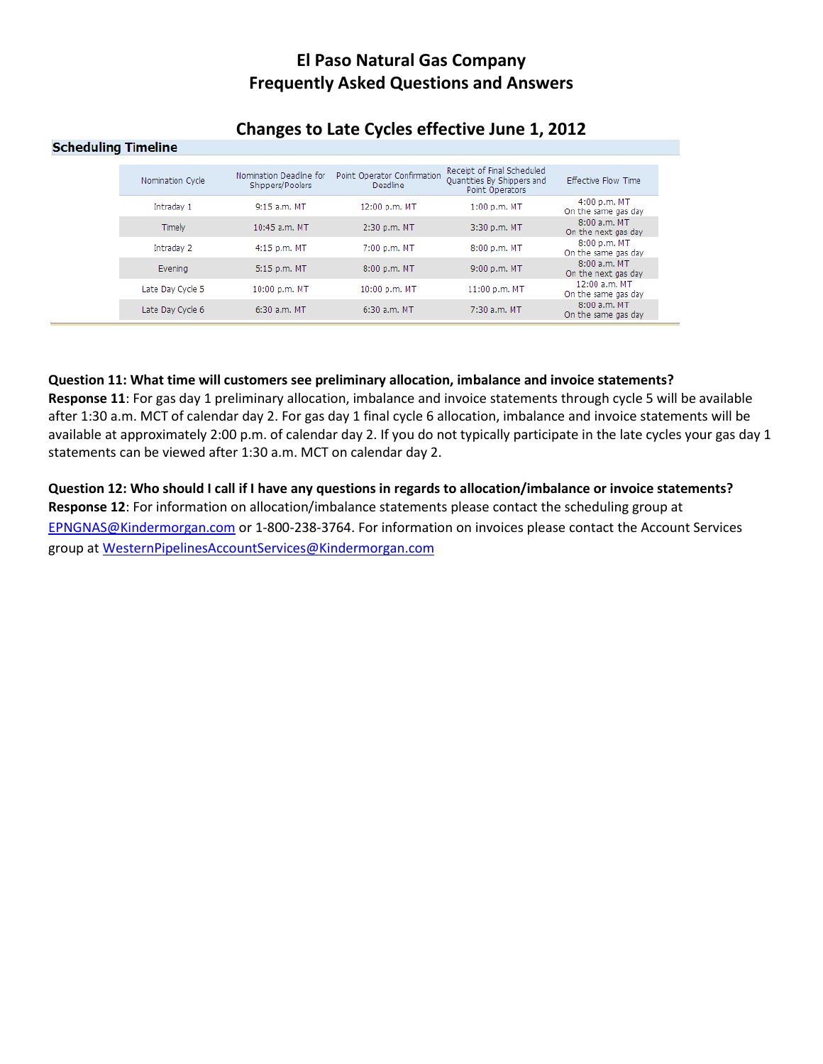# El Paso Natural Gas Company
# Frequently Asked Questions and Answers

## Changes to Late Cycles effective June 1, 2012

**Scheduling Timeline**

| Nomination Cycle | Nomination Deadline for Shippers/Poolers | Point Operator Confirmation Deadline | Receipt of Final Scheduled Quantities By Shippers and Point Operators | Effective Flow Time |
|---|---|---|---|---|
| Intraday 1 | 9:15 a.m. MT | 12:00 p.m. MT | 1:00 p.m. MT | 4:00 p.m. MT On the same gas day |
| Timely | 10:45 a.m. MT | 2:30 p.m. MT | 3:30 p.m. MT | 8:00 a.m. MT On the next gas day |
| Intraday 2 | 4:15 p.m. MT | 7:00 p.m. MT | 8:00 p.m. MT | 8:00 p.m. MT On the same gas day |
| Evening | 5:15 p.m. MT | 8:00 p.m. MT | 9:00 p.m. MT | 8:00 a.m. MT On the next gas day |
| Late Day Cycle 5 | 10:00 p.m. MT | 10:00 p.m. MT | 11:00 p.m. MT | 12:00 a.m. MT On the same gas day |
| Late Day Cycle 6 | 6:30 a.m. MT | 6:30 a.m. MT | 7:30 a.m. MT | 8:00 a.m. MT On the same gas day |

**Question 11: What time will customers see preliminary allocation, imbalance and invoice statements?**
**Response 11**: For gas day 1 preliminary allocation, imbalance and invoice statements through cycle 5 will be available after 1:30 a.m. MCT of calendar day 2. For gas day 1 final cycle 6 allocation, imbalance and invoice statements will be available at approximately 2:00 p.m. of calendar day 2. If you do not typically participate in the late cycles your gas day 1 statements can be viewed after 1:30 a.m. MCT on calendar day 2.

**Question 12: Who should I call if I have any questions in regards to allocation/imbalance or invoice statements?**
**Response 12**: For information on allocation/imbalance statements please contact the scheduling group at EPNGNAS@Kindermorgan.com or 1-800-238-3764. For information on invoices please contact the Account Services group at WesternPipelinesAccountServices@Kindermorgan.com